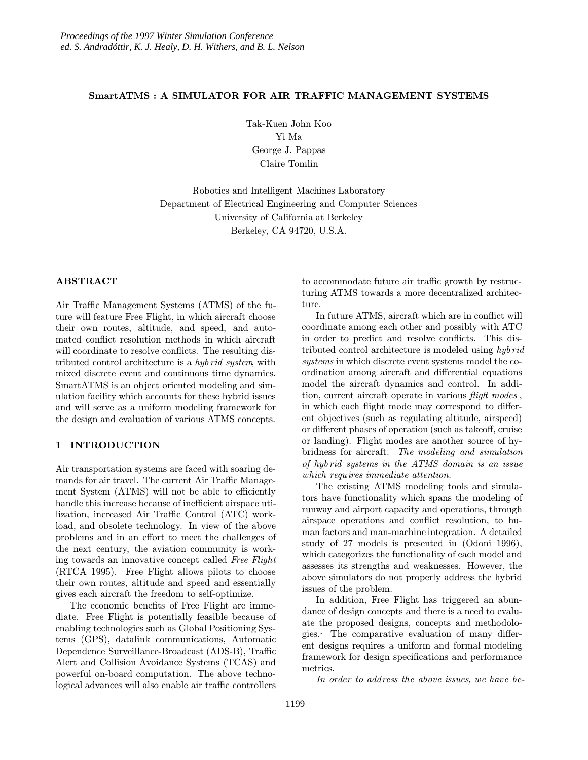# SmartATMS : A SIMULATOR FOR AIR TRAFFIC MANAGEMENT SYSTEMS

Tak-Kuen John Koo
Yi Ma
George J. Pappas
Claire Tomlin

Robotics and Intelligent Machines Laboratory
Department of Electrical Engineering and Computer Sciences
University of California at Berkeley
Berkeley, CA 94720, U.S.A.

## ABSTRACT

Air Traffic Management Systems (ATMS) of the future will feature Free Flight, in which aircraft choose their own routes, altitude, and speed, and automated conflict resolution methods in which aircraft will coordinate to resolve conflicts. The resulting distributed control architecture is a *hybrid system*, with mixed discrete event and continuous time dynamics. SmartATMS is an object oriented modeling and simulation facility which accounts for these hybrid issues and will serve as a uniform modeling framework for the design and evaluation of various ATMS concepts.

## 1 INTRODUCTION

Air transportation systems are faced with soaring demands for air travel. The current Air Traffic Management System (ATMS) will not be able to efficiently handle this increase because of inefficient airspace utilization, increased Air Traffic Control (ATC) workload, and obsolete technology. In view of the above problems and in an effort to meet the challenges of the next century, the aviation community is working towards an innovative concept called *Free Flight* (RTCA 1995). Free Flight allows pilots to choose their own routes, altitude and speed and essentially gives each aircraft the freedom to self-optimize.

The economic benefits of Free Flight are immediate. Free Flight is potentially feasible because of enabling technologies such as Global Positioning Systems (GPS), datalink communications, Automatic Dependence Surveillance-Broadcast (ADS-B), Traffic Alert and Collision Avoidance Systems (TCAS) and powerful on-board computation. The above technological advances will also enable air traffic controllers to accommodate future air traffic growth by restructuring ATMS towards a more decentralized architecture.

In future ATMS, aircraft which are in conflict will coordinate among each other and possibly with ATC in order to predict and resolve conflicts. This distributed control architecture is modeled using *hybrid systems* in which discrete event systems model the coordination among aircraft and differential equations model the aircraft dynamics and control. In addition, current aircraft operate in various *flight modes*, in which each flight mode may correspond to different objectives (such as regulating altitude, airspeed) or different phases of operation (such as takeoff, cruise or landing). Flight modes are another source of hybridness for aircraft. *The modeling and simulation of hybrid systems in the ATMS domain is an issue which requires immediate attention.*

The existing ATMS modeling tools and simulators have functionality which spans the modeling of runway and airport capacity and operations, through airspace operations and conflict resolution, to human factors and man-machine integration. A detailed study of 27 models is presented in (Odoni 1996), which categorizes the functionality of each model and assesses its strengths and weaknesses. However, the above simulators do not properly address the hybrid issues of the problem.

In addition, Free Flight has triggered an abundance of design concepts and there is a need to evaluate the proposed designs, concepts and methodologies. The comparative evaluation of many different designs requires a uniform and formal modeling framework for design specifications and performance metrics.

*In order to address the above issues, we have be-*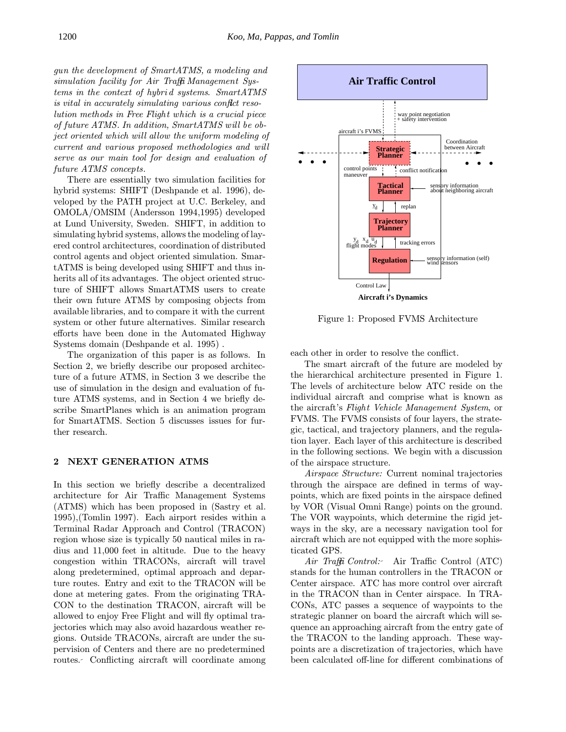*gun the development of SmartATMS, a modeling and simulation facility for Air Traffic Management Systems in the context of hybrid systems. SmartATMS is vital in accurately simulating various conflict resolution methods in Free Flight which is a crucial piece of future ATMS. In addition, SmartATMS will be object oriented which will allow the uniform modeling of current and various proposed methodologies and will serve as our main tool for design and evaluation of future ATMS concepts.*

There are essentially two simulation facilities for hybrid systems: SHIFT (Deshpande et al. 1996), developed by the PATH project at U.C. Berkeley, and OMOLA/OMSIM (Andersson 1994,1995) developed at Lund University, Sweden. SHIFT, in addition to simulating hybrid systems, allows the modeling of layered control architectures, coordination of distributed control agents and object oriented simulation. SmartATMS is being developed using SHIFT and thus inherits all of its advantages. The object oriented structure of SHIFT allows SmartATMS users to create their own future ATMS by composing objects from available libraries, and to compare it with the current system or other future alternatives. Similar research efforts have been done in the Automated Highway Systems domain (Deshpande et al. 1995) .

The organization of this paper is as follows. In Section 2, we briefly describe our proposed architecture of a future ATMS, in Section 3 we describe the use of simulation in the design and evaluation of future ATMS systems, and in Section 4 we briefly describe SmartPlanes which is an animation program for SmartATMS. Section 5 discusses issues for further research.

## 2 NEXT GENERATION ATMS

In this section we briefly describe a decentralized architecture for Air Traffic Management Systems (ATMS) which has been proposed in (Sastry et al. 1995),(Tomlin 1997). Each airport resides within a Terminal Radar Approach and Control (TRACON) region whose size is typically 50 nautical miles in radius and 11,000 feet in altitude. Due to the heavy congestion within TRACONs, aircraft will travel along predetermined, optimal approach and departure routes. Entry and exit to the TRACON will be done at metering gates. From the originating TRACON to the destination TRACON, aircraft will be allowed to enjoy Free Flight and will fly optimal trajectories which may also avoid hazardous weather regions. Outside TRACONs, aircraft are under the supervision of Centers and there are no predetermined routes. Conflicting aircraft will coordinate among each other in order to resolve the conflict.

Figure 1: Proposed FVMS Architecture

The smart aircraft of the future are modeled by the hierarchical architecture presented in Figure 1. The levels of architecture below ATC reside on the individual aircraft and comprise what is known as the aircraft's *Flight Vehicle Management System*, or FVMS. The FVMS consists of four layers, the strategic, tactical, and trajectory planners, and the regulation layer. Each layer of this architecture is described in the following sections. We begin with a discussion of the airspace structure.

*Airspace Structure:* Current nominal trajectories through the airspace are defined in terms of waypoints, which are fixed points in the airspace defined by VOR (Visual Omni Range) points on the ground. The VOR waypoints, which determine the rigid jetways in the sky, are a necessary navigation tool for aircraft which are not equipped with the more sophisticated GPS.

*Air Traffic Control:* Air Traffic Control (ATC) stands for the human controllers in the TRACON or Center airspace. ATC has more control over aircraft in the TRACON than in Center airspace. In TRACONs, ATC passes a sequence of waypoints to the strategic planner on board the aircraft which will sequence an approaching aircraft from the entry gate of the TRACON to the landing approach. These waypoints are a discretization of trajectories, which have been calculated off-line for different combinations of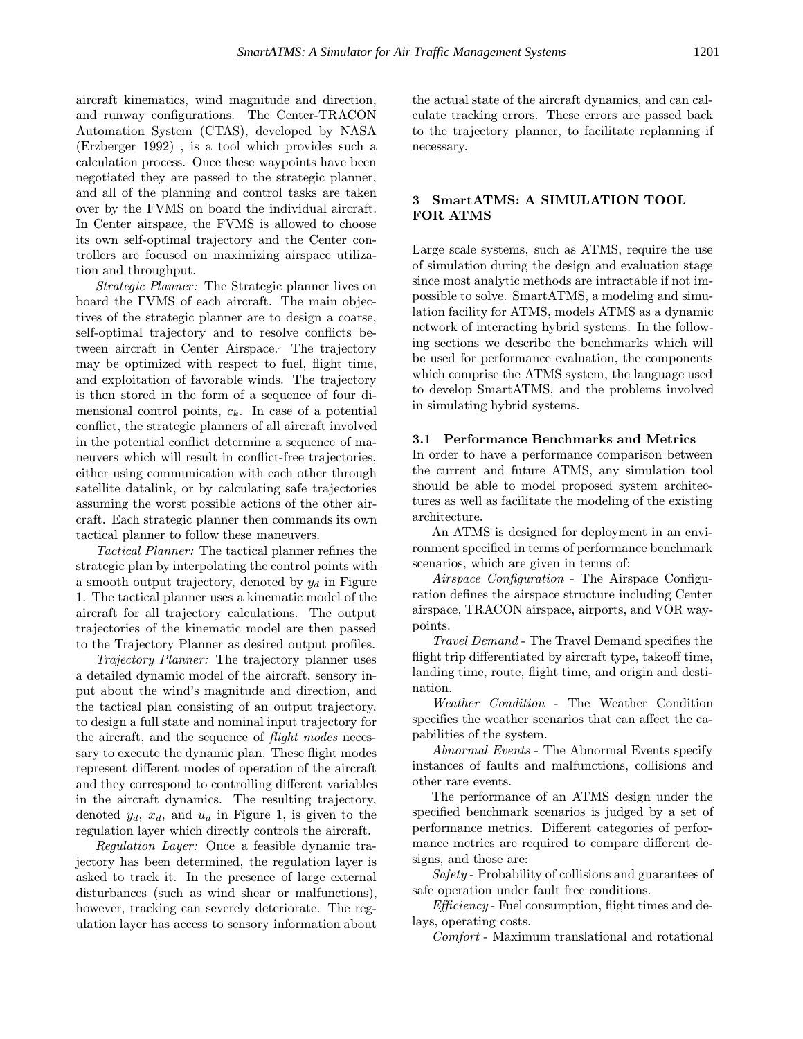aircraft kinematics, wind magnitude and direction, and runway configurations. The Center-TRACON Automation System (CTAS), developed by NASA (Erzberger 1992) , is a tool which provides such a calculation process. Once these waypoints have been negotiated they are passed to the strategic planner, and all of the planning and control tasks are taken over by the FVMS on board the individual aircraft. In Center airspace, the FVMS is allowed to choose its own self-optimal trajectory and the Center controllers are focused on maximizing airspace utilization and throughput.

*Strategic Planner:* The Strategic planner lives on board the FVMS of each aircraft. The main objectives of the strategic planner are to design a coarse, self-optimal trajectory and to resolve conflicts between aircraft in Center Airspace. The trajectory may be optimized with respect to fuel, flight time, and exploitation of favorable winds. The trajectory is then stored in the form of a sequence of four dimensional control points, $c_k$. In case of a potential conflict, the strategic planners of all aircraft involved in the potential conflict determine a sequence of maneuvers which will result in conflict-free trajectories, either using communication with each other through satellite datalink, or by calculating safe trajectories assuming the worst possible actions of the other aircraft. Each strategic planner then commands its own tactical planner to follow these maneuvers.

*Tactical Planner:* The tactical planner refines the strategic plan by interpolating the control points with a smooth output trajectory, denoted by $y_d$ in Figure 1. The tactical planner uses a kinematic model of the aircraft for all trajectory calculations. The output trajectories of the kinematic model are then passed to the Trajectory Planner as desired output profiles.

*Trajectory Planner:* The trajectory planner uses a detailed dynamic model of the aircraft, sensory input about the wind's magnitude and direction, and the tactical plan consisting of an output trajectory, to design a full state and nominal input trajectory for the aircraft, and the sequence of *flight modes* necessary to execute the dynamic plan. These flight modes represent different modes of operation of the aircraft and they correspond to controlling different variables in the aircraft dynamics. The resulting trajectory, denoted $y_d$, $x_d$, and $u_d$ in Figure 1, is given to the regulation layer which directly controls the aircraft.

*Regulation Layer:* Once a feasible dynamic trajectory has been determined, the regulation layer is asked to track it. In the presence of large external disturbances (such as wind shear or malfunctions), however, tracking can severely deteriorate. The regulation layer has access to sensory information about the actual state of the aircraft dynamics, and can calculate tracking errors. These errors are passed back to the trajectory planner, to facilitate replanning if necessary.

## 3 SmartATMS: A SIMULATION TOOL FOR ATMS

Large scale systems, such as ATMS, require the use of simulation during the design and evaluation stage since most analytic methods are intractable if not impossible to solve. SmartATMS, a modeling and simulation facility for ATMS, models ATMS as a dynamic network of interacting hybrid systems. In the following sections we describe the benchmarks which will be used for performance evaluation, the components which comprise the ATMS system, the language used to develop SmartATMS, and the problems involved in simulating hybrid systems.

### 3.1 Performance Benchmarks and Metrics

In order to have a performance comparison between the current and future ATMS, any simulation tool should be able to model proposed system architectures as well as facilitate the modeling of the existing architecture.

An ATMS is designed for deployment in an environment specified in terms of performance benchmark scenarios, which are given in terms of:

*Airspace Configuration* - The Airspace Configuration defines the airspace structure including Center airspace, TRACON airspace, airports, and VOR waypoints.

*Travel Demand* - The Travel Demand specifies the flight trip differentiated by aircraft type, takeoff time, landing time, route, flight time, and origin and destination.

*Weather Condition* - The Weather Condition specifies the weather scenarios that can affect the capabilities of the system.

*Abnormal Events* - The Abnormal Events specify instances of faults and malfunctions, collisions and other rare events.

The performance of an ATMS design under the specified benchmark scenarios is judged by a set of performance metrics. Different categories of performance metrics are required to compare different designs, and those are:

*Safety* - Probability of collisions and guarantees of safe operation under fault free conditions.

*Efficiency* - Fuel consumption, flight times and delays, operating costs.

*Comfort* - Maximum translational and rotational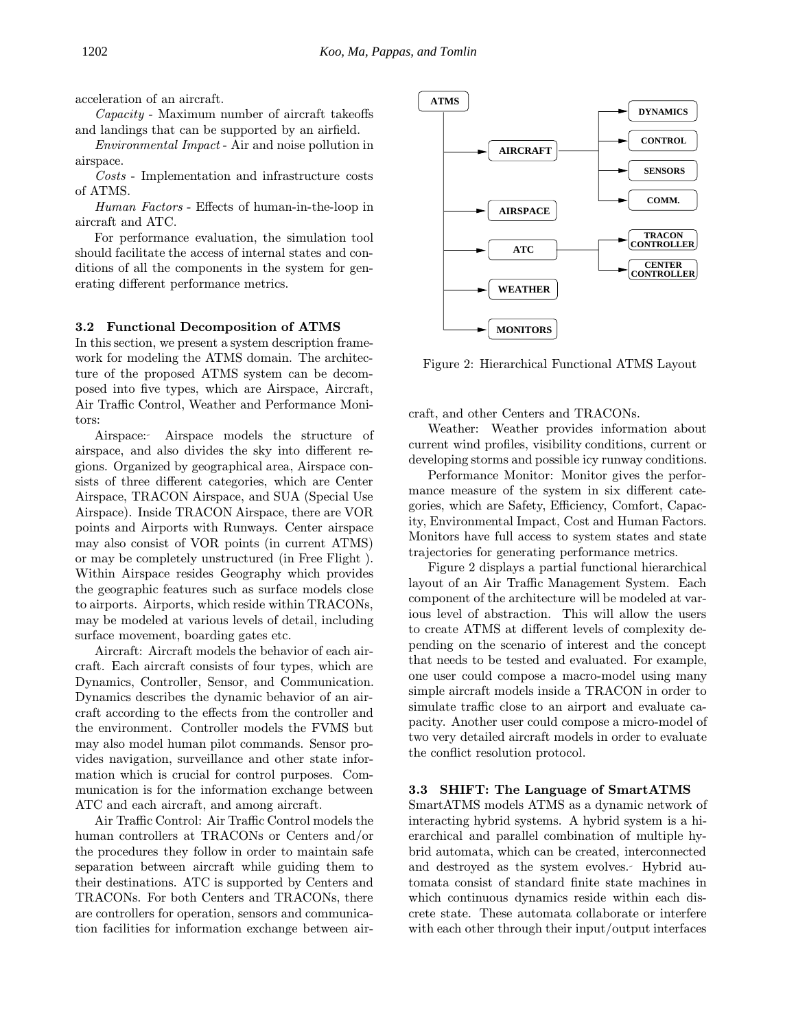acceleration of an aircraft.

*Capacity* - Maximum number of aircraft takeoffs and landings that can be supported by an airfield.

*Environmental Impact* - Air and noise pollution in airspace.

*Costs* - Implementation and infrastructure costs of ATMS.

*Human Factors* - Effects of human-in-the-loop in aircraft and ATC.

For performance evaluation, the simulation tool should facilitate the access of internal states and conditions of all the components in the system for generating different performance metrics.

### 3.2 Functional Decomposition of ATMS

In this section, we present a system description framework for modeling the ATMS domain. The architecture of the proposed ATMS system can be decomposed into five types, which are Airspace, Aircraft, Air Traffic Control, Weather and Performance Monitors:

Airspace: Airspace models the structure of airspace, and also divides the sky into different regions. Organized by geographical area, Airspace consists of three different categories, which are Center Airspace, TRACON Airspace, and SUA (Special Use Airspace). Inside TRACON Airspace, there are VOR points and Airports with Runways. Center airspace may also consist of VOR points (in current ATMS) or may be completely unstructured (in Free Flight ). Within Airspace resides Geography which provides the geographic features such as surface models close to airports. Airports, which reside within TRACONs, may be modeled at various levels of detail, including surface movement, boarding gates etc.

Aircraft: Aircraft models the behavior of each aircraft. Each aircraft consists of four types, which are Dynamics, Controller, Sensor, and Communication. Dynamics describes the dynamic behavior of an aircraft according to the effects from the controller and the environment. Controller models the FVMS but may also model human pilot commands. Sensor provides navigation, surveillance and other state information which is crucial for control purposes. Communication is for the information exchange between ATC and each aircraft, and among aircraft.

Air Traffic Control: Air Traffic Control models the human controllers at TRACONs or Centers and/or the procedures they follow in order to maintain safe separation between aircraft while guiding them to their destinations. ATC is supported by Centers and TRACONs. For both Centers and TRACONs, there are controllers for operation, sensors and communication facilities for information exchange between aircraft, and other Centers and TRACONs.

ATMS
- AIRCRAFT
  - DYNAMICS
  - CONTROL
  - SENSORS
  - COMM.
- AIRSPACE
- ATC
  - TRACON CONTROLLER
  - CENTER CONTROLLER
- WEATHER
- MONITORS

Figure 2: Hierarchical Functional ATMS Layout

Weather: Weather provides information about current wind profiles, visibility conditions, current or developing storms and possible icy runway conditions.

Performance Monitor: Monitor gives the performance measure of the system in six different categories, which are Safety, Efficiency, Comfort, Capacity, Environmental Impact, Cost and Human Factors. Monitors have full access to system states and state trajectories for generating performance metrics.

Figure 2 displays a partial functional hierarchical layout of an Air Traffic Management System. Each component of the architecture will be modeled at various level of abstraction. This will allow the users to create ATMS at different levels of complexity depending on the scenario of interest and the concept that needs to be tested and evaluated. For example, one user could compose a macro-model using many simple aircraft models inside a TRACON in order to simulate traffic close to an airport and evaluate capacity. Another user could compose a micro-model of two very detailed aircraft models in order to evaluate the conflict resolution protocol.

### 3.3 SHIFT: The Language of SmartATMS

SmartATMS models ATMS as a dynamic network of interacting hybrid systems. A hybrid system is a hierarchical and parallel combination of multiple hybrid automata, which can be created, interconnected and destroyed as the system evolves. Hybrid automata consist of standard finite state machines in which continuous dynamics reside within each discrete state. These automata collaborate or interfere with each other through their input/output interfaces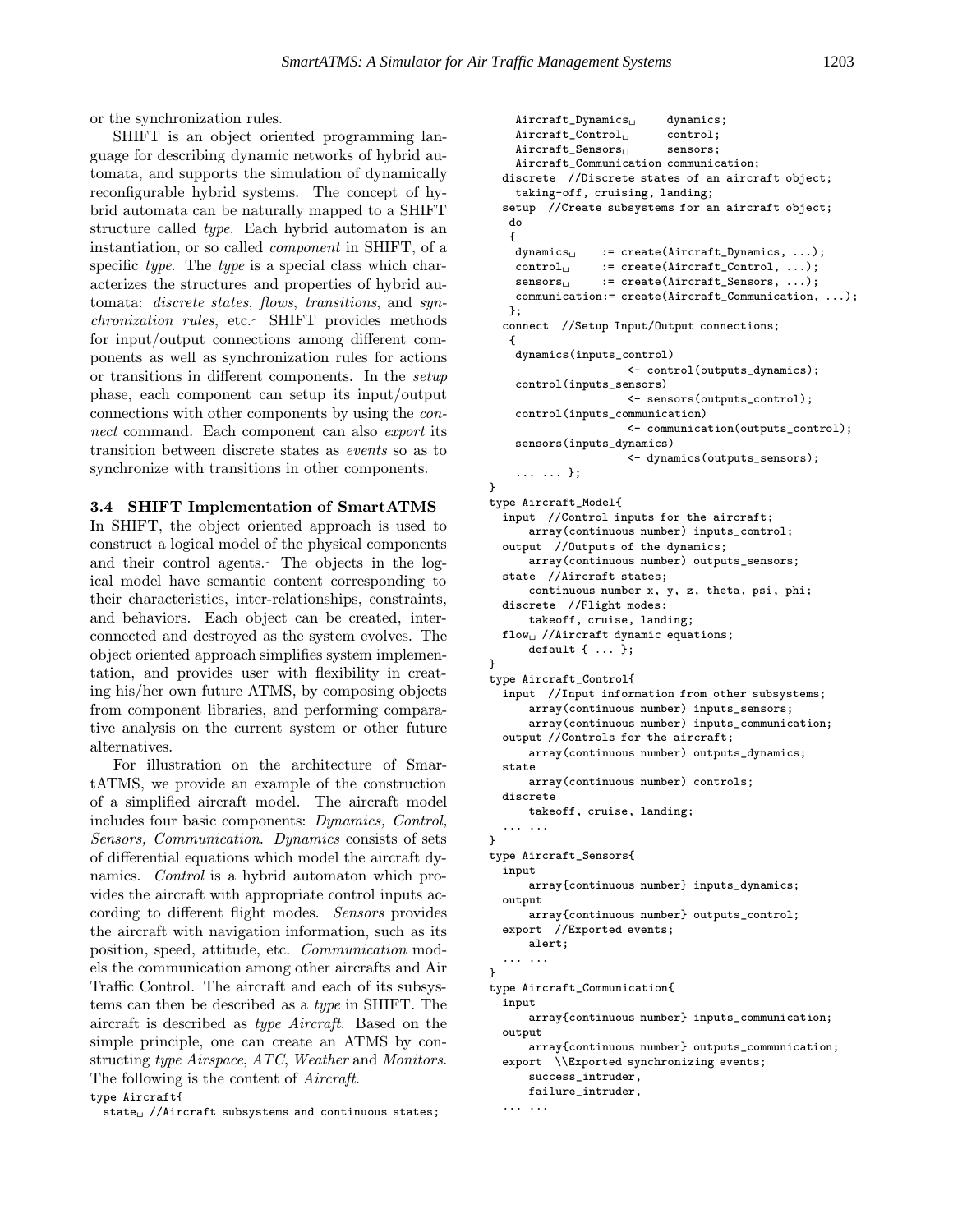or the synchronization rules.

SHIFT is an object oriented programming language for describing dynamic networks of hybrid automata, and supports the simulation of dynamically reconfigurable hybrid systems. The concept of hybrid automata can be naturally mapped to a SHIFT structure called *type*. Each hybrid automaton is an instantiation, or so called *component* in SHIFT, of a specific *type*. The *type* is a special class which characterizes the structures and properties of hybrid automata: *discrete states*, *flows*, *transitions*, and *synchronization rules*, etc. SHIFT provides methods for input/output connections among different components as well as synchronization rules for actions or transitions in different components. In the *setup* phase, each component can setup its input/output connections with other components by using the *connect* command. Each component can also *export* its transition between discrete states as *events* so as to synchronize with transitions in other components.

### 3.4 SHIFT Implementation of SmartATMS

In SHIFT, the object oriented approach is used to construct a logical model of the physical components and their control agents. The objects in the logical model have semantic content corresponding to their characteristics, inter-relationships, constraints, and behaviors. Each object can be created, interconnected and destroyed as the system evolves. The object oriented approach simplifies system implementation, and provides user with flexibility in creating his/her own future ATMS, by composing objects from component libraries, and performing comparative analysis on the current system or other future alternatives.

For illustration on the architecture of SmartATMS, we provide an example of the construction of a simplified aircraft model. The aircraft model includes four basic components: *Dynamics, Control, Sensors, Communication*. *Dynamics* consists of sets of differential equations which model the aircraft dynamics. *Control* is a hybrid automaton which provides the aircraft with appropriate control inputs according to different flight modes. *Sensors* provides the aircraft with navigation information, such as its position, speed, attitude, etc. *Communication* models the communication among other aircrafts and Air Traffic Control. The aircraft and each of its subsystems can then be described as a *type* in SHIFT. The aircraft is described as *type Aircraft*. Based on the simple principle, one can create an ATMS by constructing *type Airspace*, *ATC*, *Weather* and *Monitors*. The following is the content of *Aircraft*.

```
type Aircraft{
  state␣ //Aircraft subsystems and continuous states;
    Aircraft_Dynamics␣     dynamics;
    Aircraft_Control␣      control;
    Aircraft_Sensors␣      sensors;
    Aircraft_Communication communication;
  discrete  //Discrete states of an aircraft object;
    taking-off, cruising, landing;
  setup  //Create subsystems for an aircraft object;
   do
   {
    dynamics␣    := create(Aircraft_Dynamics, ...);
    control␣     := create(Aircraft_Control, ...);
    sensors␣     := create(Aircraft_Sensors, ...);
    communication:= create(Aircraft_Communication, ...);
   };
  connect  //Setup Input/Output connections;
   {
    dynamics(inputs_control)
                    <- control(outputs_dynamics);
    control(inputs_sensors)
                    <- sensors(outputs_control);
    control(inputs_communication)
                    <- communication(outputs_control);
    sensors(inputs_dynamics)
                    <- dynamics(outputs_sensors);
    ... ... };
}
type Aircraft_Model{
  input  //Control inputs for the aircraft;
      array(continuous number) inputs_control;
  output  //Outputs of the dynamics;
      array(continuous number) outputs_sensors;
  state  //Aircraft states;
      continuous number x, y, z, theta, psi, phi;
  discrete  //Flight modes:
      takeoff, cruise, landing;
  flow␣ //Aircraft dynamic equations;
      default { ... };
}
type Aircraft_Control{
  input  //Input information from other subsystems;
      array(continuous number) inputs_sensors;
      array(continuous number) inputs_communication;
  output //Controls for the aircraft;
      array(continuous number) outputs_dynamics;
  state
      array(continuous number) controls;
  discrete
      takeoff, cruise, landing;
  ... ...
}
type Aircraft_Sensors{
  input
      array{continuous number} inputs_dynamics;
  output
      array{continuous number} outputs_control;
  export  //Exported events;
      alert;
  ... ...
}
type Aircraft_Communication{
  input
      array{continuous number} inputs_communication;
  output
      array{continuous number} outputs_communication;
  export  \\Exported synchronizing events;
      success_intruder,
      failure_intruder,
  ... ...
```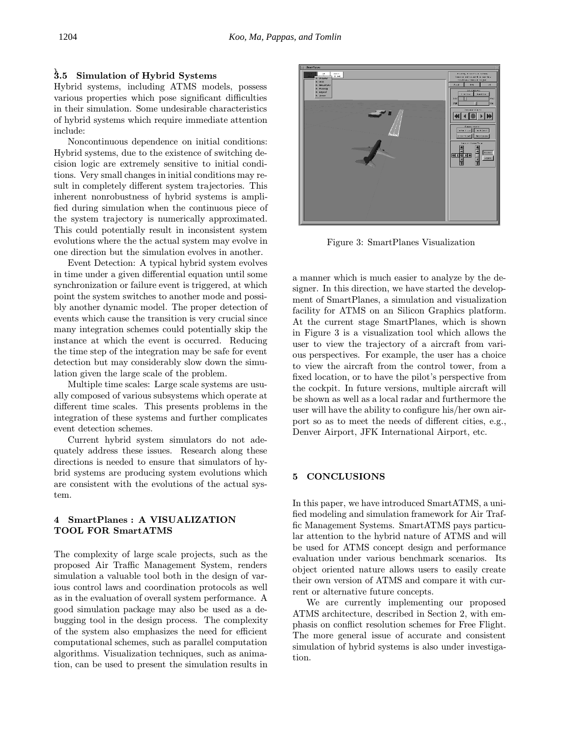### 3.5 Simulation of Hybrid Systems

Hybrid systems, including ATMS models, possess various properties which pose significant difficulties in their simulation. Some undesirable characteristics of hybrid systems which require immediate attention include:

Noncontinuous dependence on initial conditions: Hybrid systems, due to the existence of switching decision logic are extremely sensitive to initial conditions. Very small changes in initial conditions may result in completely different system trajectories. This inherent nonrobustness of hybrid systems is amplified during simulation when the continuous piece of the system trajectory is numerically approximated. This could potentially result in inconsistent system evolutions where the the actual system may evolve in one direction but the simulation evolves in another.

Event Detection: A typical hybrid system evolves in time under a given differential equation until some synchronization or failure event is triggered, at which point the system switches to another mode and possibly another dynamic model. The proper detection of events which cause the transition is very crucial since many integration schemes could potentially skip the instance at which the event is occurred. Reducing the time step of the integration may be safe for event detection but may considerably slow down the simulation given the large scale of the problem.

Multiple time scales: Large scale systems are usually composed of various subsystems which operate at different time scales. This presents problems in the integration of these systems and further complicates event detection schemes.

Current hybrid system simulators do not adequately address these issues. Research along these directions is needed to ensure that simulators of hybrid systems are producing system evolutions which are consistent with the evolutions of the actual system.

## 4 SmartPlanes : A VISUALIZATION TOOL FOR SmartATMS

The complexity of large scale projects, such as the proposed Air Traffic Management System, renders simulation a valuable tool both in the design of various control laws and coordination protocols as well as in the evaluation of overall system performance. A good simulation package may also be used as a debugging tool in the design process. The complexity of the system also emphasizes the need for efficient computational schemes, such as parallel computation algorithms. Visualization techniques, such as animation, can be used to present the simulation results in a manner which is much easier to analyze by the designer. In this direction, we have started the development of SmartPlanes, a simulation and visualization facility for ATMS on an Silicon Graphics platform. At the current stage SmartPlanes, which is shown in Figure 3 is a visualization tool which allows the user to view the trajectory of a aircraft from various perspectives. For example, the user has a choice to view the aircraft from the control tower, from a fixed location, or to have the pilot's perspective from the cockpit. In future versions, multiple aircraft will be shown as well as a local radar and furthermore the user will have the ability to configure his/her own airport so as to meet the needs of different cities, e.g., Denver Airport, JFK International Airport, etc.

Figure 3: SmartPlanes Visualization

## 5 CONCLUSIONS

In this paper, we have introduced SmartATMS, a unified modeling and simulation framework for Air Traffic Management Systems. SmartATMS pays particular attention to the hybrid nature of ATMS and will be used for ATMS concept design and performance evaluation under various benchmark scenarios. Its object oriented nature allows users to easily create their own version of ATMS and compare it with current or alternative future concepts.

We are currently implementing our proposed ATMS architecture, described in Section 2, with emphasis on conflict resolution schemes for Free Flight. The more general issue of accurate and consistent simulation of hybrid systems is also under investigation.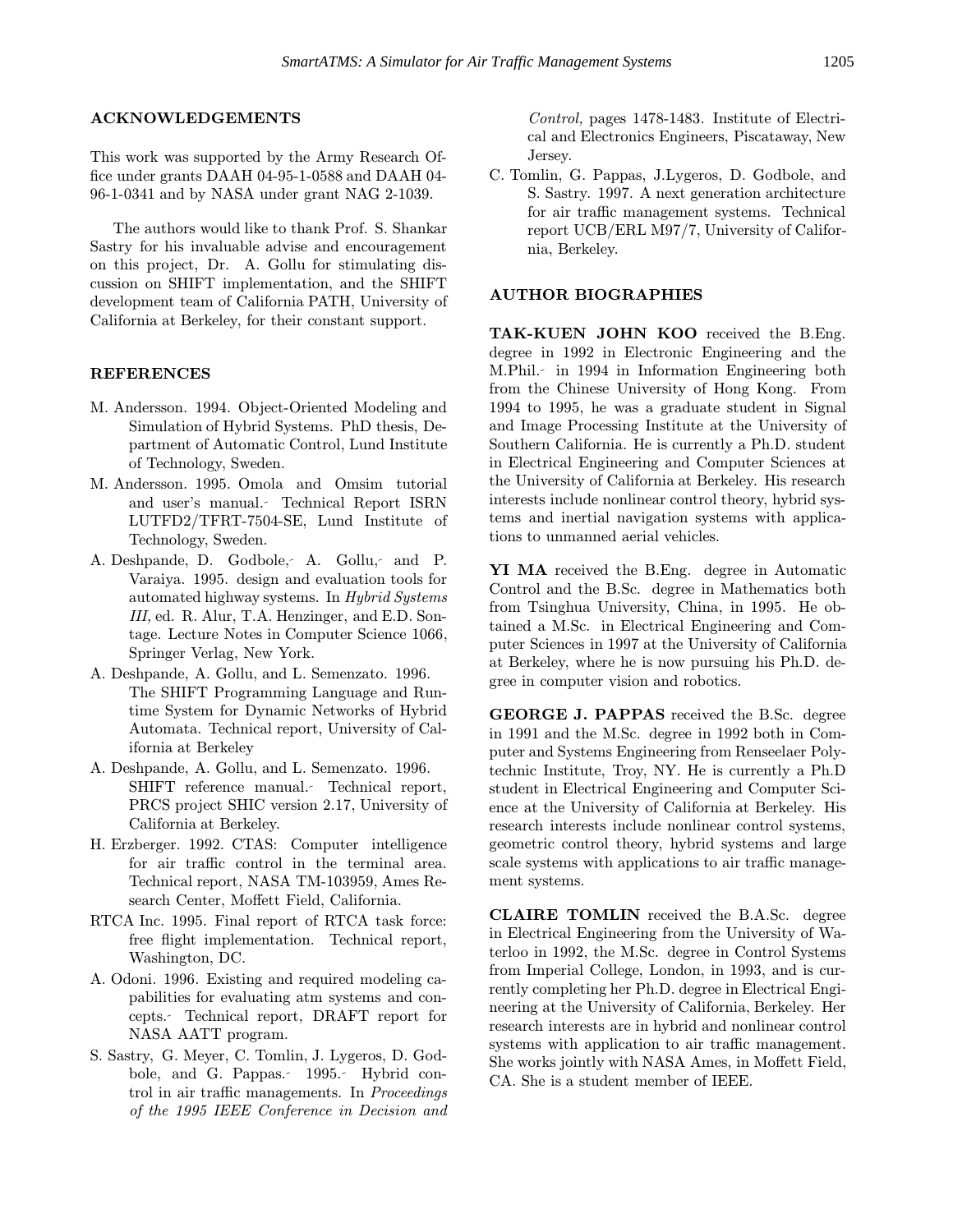## ACKNOWLEDGEMENTS

This work was supported by the Army Research Office under grants DAAH 04-95-1-0588 and DAAH 04-96-1-0341 and by NASA under grant NAG 2-1039.

The authors would like to thank Prof. S. Shankar Sastry for his invaluable advise and encouragement on this project, Dr. A. Gollu for stimulating discussion on SHIFT implementation, and the SHIFT development team of California PATH, University of California at Berkeley, for their constant support.

## REFERENCES

M. Andersson. 1994. Object-Oriented Modeling and Simulation of Hybrid Systems. PhD thesis, Department of Automatic Control, Lund Institute of Technology, Sweden.

M. Andersson. 1995. Omola and Omsim tutorial and user's manual. Technical Report ISRN LUTFD2/TFRT-7504-SE, Lund Institute of Technology, Sweden.

A. Deshpande, D. Godbole, A. Gollu, and P. Varaiya. 1995. design and evaluation tools for automated highway systems. In *Hybrid Systems III,* ed. R. Alur, T.A. Henzinger, and E.D. Sontage. Lecture Notes in Computer Science 1066, Springer Verlag, New York.

A. Deshpande, A. Gollu, and L. Semenzato. 1996. The SHIFT Programming Language and Runtime System for Dynamic Networks of Hybrid Automata. Technical report, University of California at Berkeley

A. Deshpande, A. Gollu, and L. Semenzato. 1996. SHIFT reference manual. Technical report, PRCS project SHIC version 2.17, University of California at Berkeley.

H. Erzberger. 1992. CTAS: Computer intelligence for air traffic control in the terminal area. Technical report, NASA TM-103959, Ames Research Center, Moffett Field, California.

RTCA Inc. 1995. Final report of RTCA task force: free flight implementation. Technical report, Washington, DC.

A. Odoni. 1996. Existing and required modeling capabilities for evaluating atm systems and concepts. Technical report, DRAFT report for NASA AATT program.

S. Sastry, G. Meyer, C. Tomlin, J. Lygeros, D. Godbole, and G. Pappas. 1995. Hybrid control in air traffic managements. In *Proceedings of the 1995 IEEE Conference in Decision and Control,* pages 1478-1483. Institute of Electrical and Electronics Engineers, Piscataway, New Jersey.

C. Tomlin, G. Pappas, J.Lygeros, D. Godbole, and S. Sastry. 1997. A next generation architecture for air traffic management systems. Technical report UCB/ERL M97/7, University of California, Berkeley.

## AUTHOR BIOGRAPHIES

**TAK-KUEN JOHN KOO** received the B.Eng. degree in 1992 in Electronic Engineering and the M.Phil. in 1994 in Information Engineering both from the Chinese University of Hong Kong. From 1994 to 1995, he was a graduate student in Signal and Image Processing Institute at the University of Southern California. He is currently a Ph.D. student in Electrical Engineering and Computer Sciences at the University of California at Berkeley. His research interests include nonlinear control theory, hybrid systems and inertial navigation systems with applications to unmanned aerial vehicles.

**YI MA** received the B.Eng. degree in Automatic Control and the B.Sc. degree in Mathematics both from Tsinghua University, China, in 1995. He obtained a M.Sc. in Electrical Engineering and Computer Sciences in 1997 at the University of California at Berkeley, where he is now pursuing his Ph.D. degree in computer vision and robotics.

**GEORGE J. PAPPAS** received the B.Sc. degree in 1991 and the M.Sc. degree in 1992 both in Computer and Systems Engineering from Renseelaer Polytechnic Institute, Troy, NY. He is currently a Ph.D student in Electrical Engineering and Computer Science at the University of California at Berkeley. His research interests include nonlinear control systems, geometric control theory, hybrid systems and large scale systems with applications to air traffic management systems.

**CLAIRE TOMLIN** received the B.A.Sc. degree in Electrical Engineering from the University of Waterloo in 1992, the M.Sc. degree in Control Systems from Imperial College, London, in 1993, and is currently completing her Ph.D. degree in Electrical Engineering at the University of California, Berkeley. Her research interests are in hybrid and nonlinear control systems with application to air traffic management. She works jointly with NASA Ames, in Moffett Field, CA. She is a student member of IEEE.